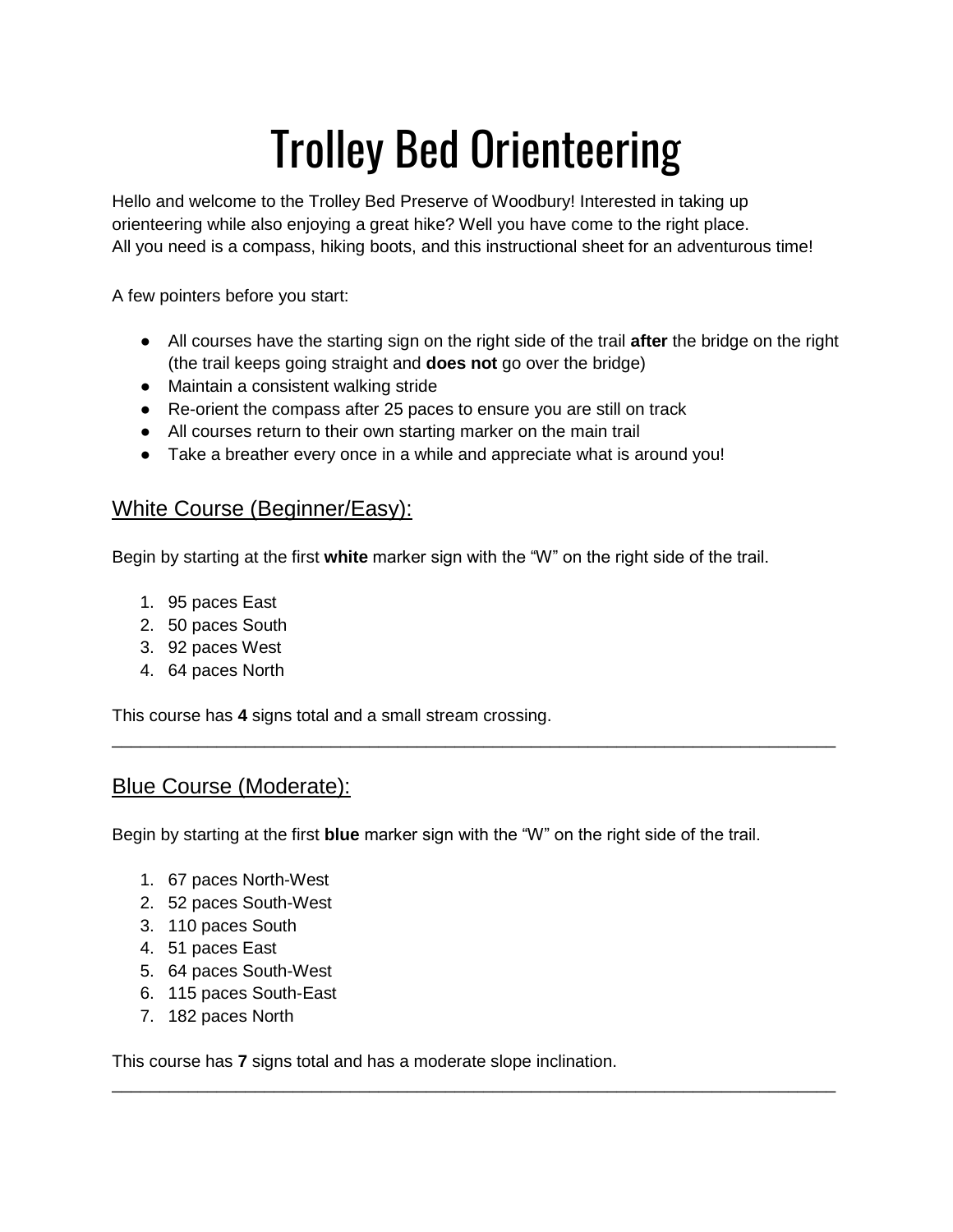# Trolley Bed Orienteering

Hello and welcome to the Trolley Bed Preserve of Woodbury! Interested in taking up orienteering while also enjoying a great hike? Well you have come to the right place. All you need is a compass, hiking boots, and this instructional sheet for an adventurous time!

A few pointers before you start:

- All courses have the starting sign on the right side of the trail **after** the bridge on the right (the trail keeps going straight and **does not** go over the bridge)
- Maintain a consistent walking stride
- Re-orient the compass after 25 paces to ensure you are still on track
- All courses return to their own starting marker on the main trail
- Take a breather every once in a while and appreciate what is around you!

## White Course (Beginner/Easy):

Begin by starting at the first **white** marker sign with the "W" on the right side of the trail.

1. 95 paces East
2. 50 paces South
3. 92 paces West
4. 64 paces North

This course has **4** signs total and a small stream crossing.

---

## Blue Course (Moderate):

Begin by starting at the first **blue** marker sign with the "W" on the right side of the trail.

1. 67 paces North-West
2. 52 paces South-West
3. 110 paces South
4. 51 paces East
5. 64 paces South-West
6. 115 paces South-East
7. 182 paces North

This course has **7** signs total and has a moderate slope inclination.

---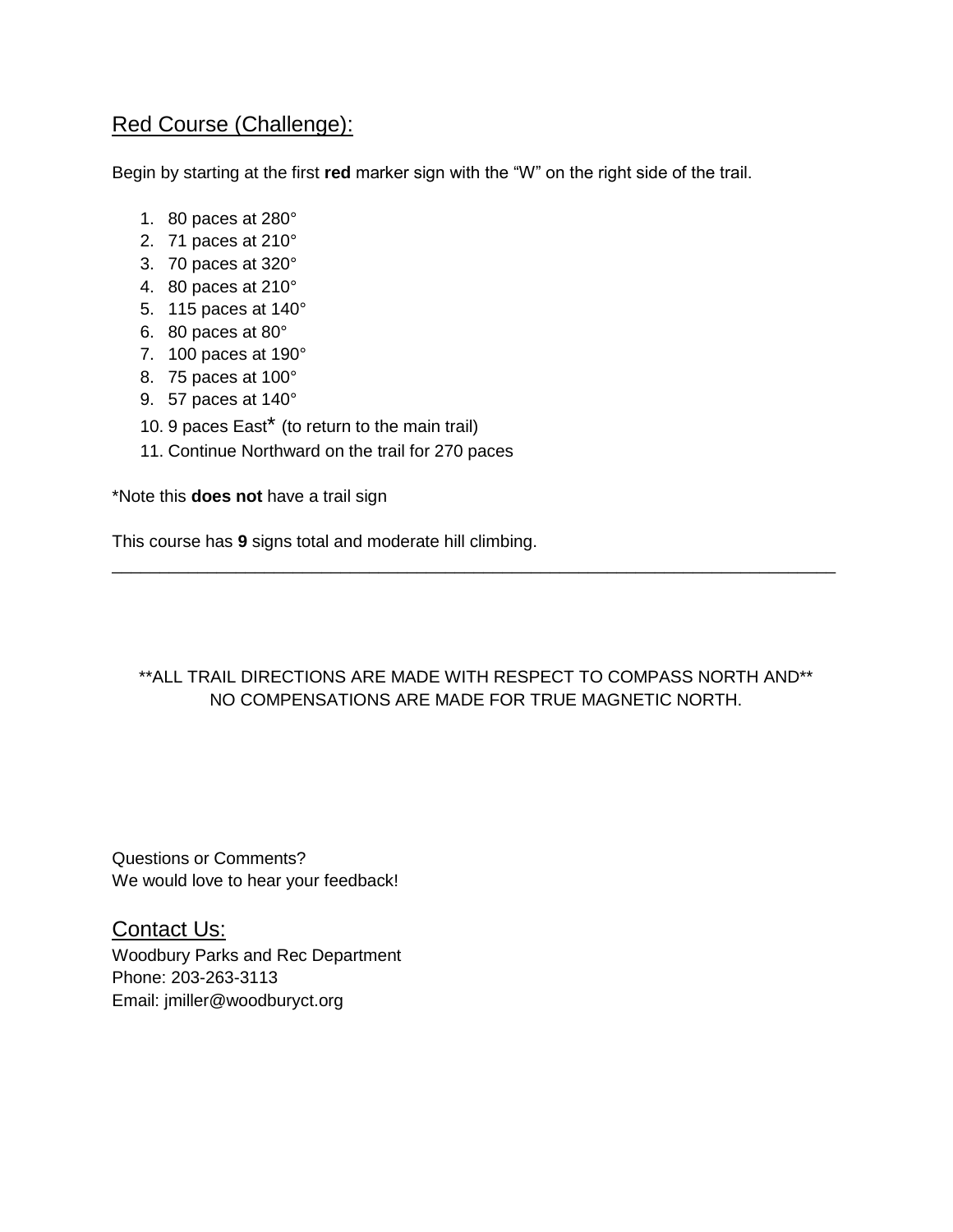## Red Course (Challenge):

Begin by starting at the first **red** marker sign with the "W" on the right side of the trail.

1. 80 paces at 280°
2. 71 paces at 210°
3. 70 paces at 320°
4. 80 paces at 210°
5. 115 paces at 140°
6. 80 paces at 80°
7. 100 paces at 190°
8. 75 paces at 100°
9. 57 paces at 140°
10. 9 paces East* (to return to the main trail)
11. Continue Northward on the trail for 270 paces

*Note this **does not** have a trail sign

This course has **9** signs total and moderate hill climbing.

---

**ALL TRAIL DIRECTIONS ARE MADE WITH RESPECT TO COMPASS NORTH AND** NO COMPENSATIONS ARE MADE FOR TRUE MAGNETIC NORTH.

Questions or Comments?
We would love to hear your feedback!

## Contact Us:

Woodbury Parks and Rec Department
Phone: 203-263-3113
Email: jmiller@woodburyct.org